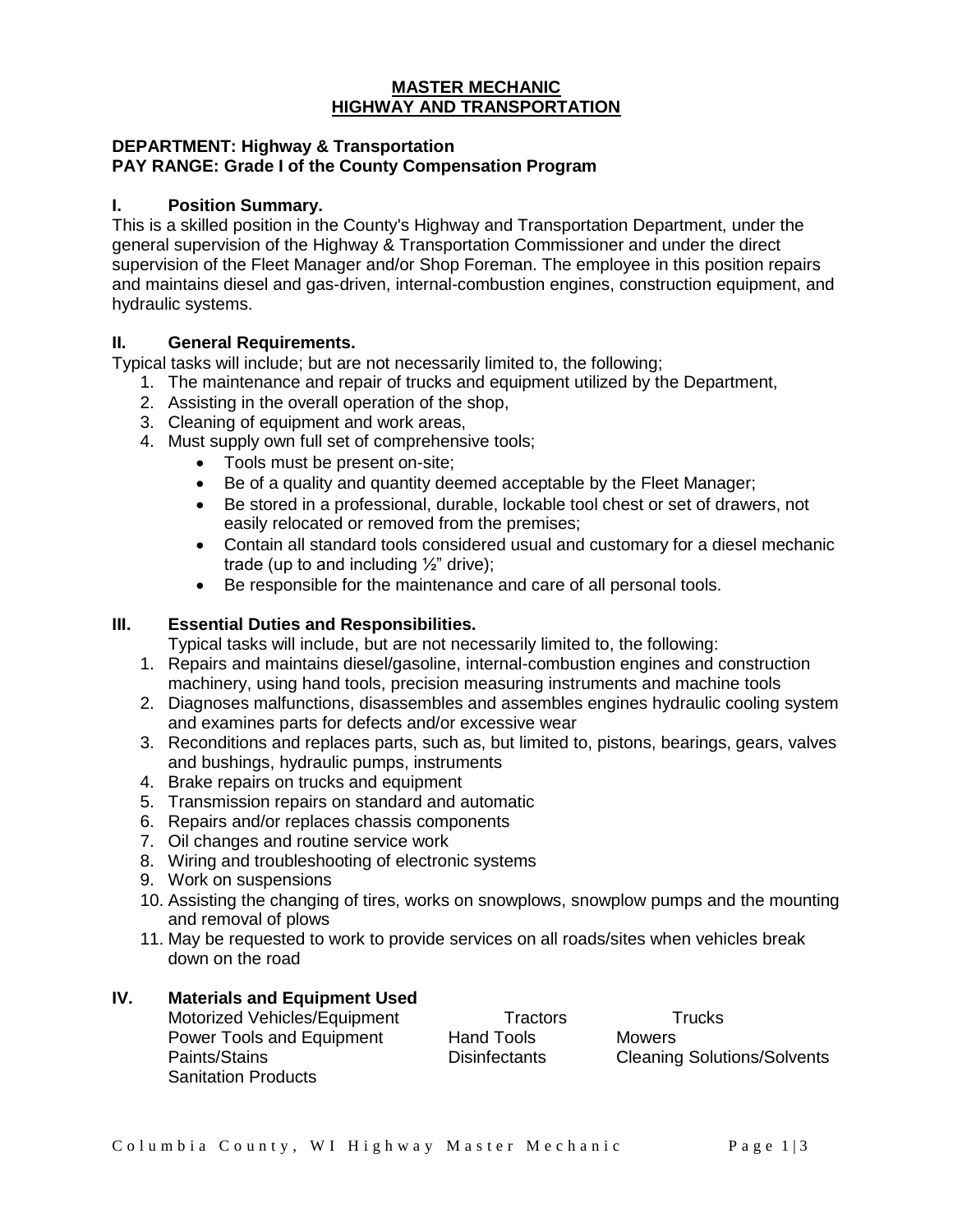# MASTER MECHANIC
# HIGHWAY AND TRANSPORTATION

**DEPARTMENT: Highway & Transportation**
**PAY RANGE: Grade I of the County Compensation Program**

## I. Position Summary.

This is a skilled position in the County's Highway and Transportation Department, under the general supervision of the Highway & Transportation Commissioner and under the direct supervision of the Fleet Manager and/or Shop Foreman. The employee in this position repairs and maintains diesel and gas-driven, internal-combustion engines, construction equipment, and hydraulic systems.

## II. General Requirements.

Typical tasks will include; but are not necessarily limited to, the following;

1. The maintenance and repair of trucks and equipment utilized by the Department,
2. Assisting in the overall operation of the shop,
3. Cleaning of equipment and work areas,
4. Must supply own full set of comprehensive tools;
   - Tools must be present on-site;
   - Be of a quality and quantity deemed acceptable by the Fleet Manager;
   - Be stored in a professional, durable, lockable tool chest or set of drawers, not easily relocated or removed from the premises;
   - Contain all standard tools considered usual and customary for a diesel mechanic trade (up to and including ½" drive);
   - Be responsible for the maintenance and care of all personal tools.

## III. Essential Duties and Responsibilities.

Typical tasks will include, but are not necessarily limited to, the following:

1. Repairs and maintains diesel/gasoline, internal-combustion engines and construction machinery, using hand tools, precision measuring instruments and machine tools
2. Diagnoses malfunctions, disassembles and assembles engines hydraulic cooling system and examines parts for defects and/or excessive wear
3. Reconditions and replaces parts, such as, but limited to, pistons, bearings, gears, valves and bushings, hydraulic pumps, instruments
4. Brake repairs on trucks and equipment
5. Transmission repairs on standard and automatic
6. Repairs and/or replaces chassis components
7. Oil changes and routine service work
8. Wiring and troubleshooting of electronic systems
9. Work on suspensions
10. Assisting the changing of tires, works on snowplows, snowplow pumps and the mounting and removal of plows
11. May be requested to work to provide services on all roads/sites when vehicles break down on the road

## IV. Materials and Equipment Used

| | | |
|---|---|---|
| Motorized Vehicles/Equipment | Tractors | Trucks |
| Power Tools and Equipment | Hand Tools | Mowers |
| Paints/Stains | Disinfectants | Cleaning Solutions/Solvents |
| Sanitation Products | | |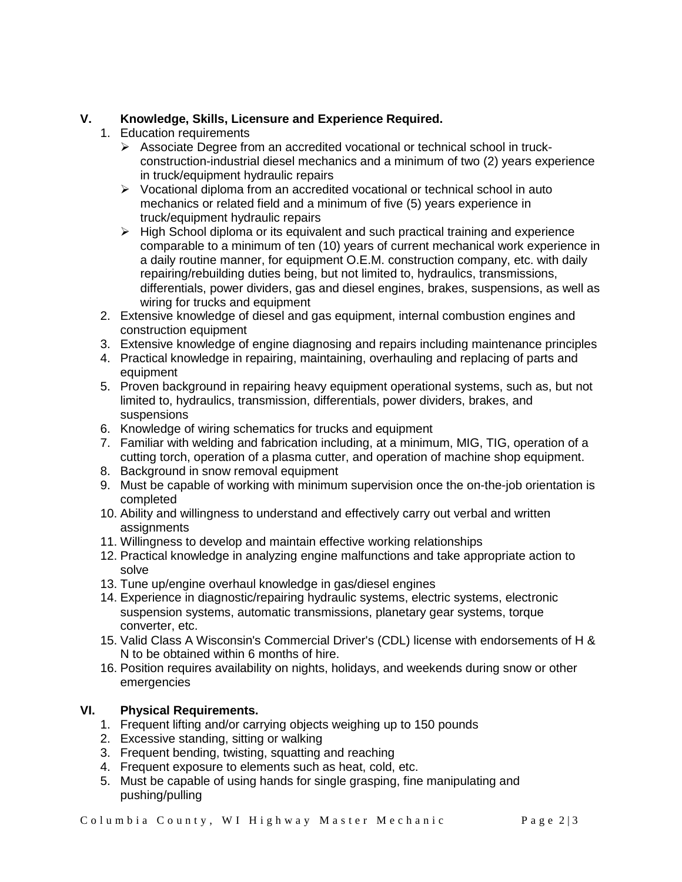## V. Knowledge, Skills, Licensure and Experience Required.

1. Education requirements
   - Associate Degree from an accredited vocational or technical school in truck-construction-industrial diesel mechanics and a minimum of two (2) years experience in truck/equipment hydraulic repairs
   - Vocational diploma from an accredited vocational or technical school in auto mechanics or related field and a minimum of five (5) years experience in truck/equipment hydraulic repairs
   - High School diploma or its equivalent and such practical training and experience comparable to a minimum of ten (10) years of current mechanical work experience in a daily routine manner, for equipment O.E.M. construction company, etc. with daily repairing/rebuilding duties being, but not limited to, hydraulics, transmissions, differentials, power dividers, gas and diesel engines, brakes, suspensions, as well as wiring for trucks and equipment
2. Extensive knowledge of diesel and gas equipment, internal combustion engines and construction equipment
3. Extensive knowledge of engine diagnosing and repairs including maintenance principles
4. Practical knowledge in repairing, maintaining, overhauling and replacing of parts and equipment
5. Proven background in repairing heavy equipment operational systems, such as, but not limited to, hydraulics, transmission, differentials, power dividers, brakes, and suspensions
6. Knowledge of wiring schematics for trucks and equipment
7. Familiar with welding and fabrication including, at a minimum, MIG, TIG, operation of a cutting torch, operation of a plasma cutter, and operation of machine shop equipment.
8. Background in snow removal equipment
9. Must be capable of working with minimum supervision once the on-the-job orientation is completed
10. Ability and willingness to understand and effectively carry out verbal and written assignments
11. Willingness to develop and maintain effective working relationships
12. Practical knowledge in analyzing engine malfunctions and take appropriate action to solve
13. Tune up/engine overhaul knowledge in gas/diesel engines
14. Experience in diagnostic/repairing hydraulic systems, electric systems, electronic suspension systems, automatic transmissions, planetary gear systems, torque converter, etc.
15. Valid Class A Wisconsin's Commercial Driver's (CDL) license with endorsements of H & N to be obtained within 6 months of hire.
16. Position requires availability on nights, holidays, and weekends during snow or other emergencies

## VI. Physical Requirements.

1. Frequent lifting and/or carrying objects weighing up to 150 pounds
2. Excessive standing, sitting or walking
3. Frequent bending, twisting, squatting and reaching
4. Frequent exposure to elements such as heat, cold, etc.
5. Must be capable of using hands for single grasping, fine manipulating and pushing/pulling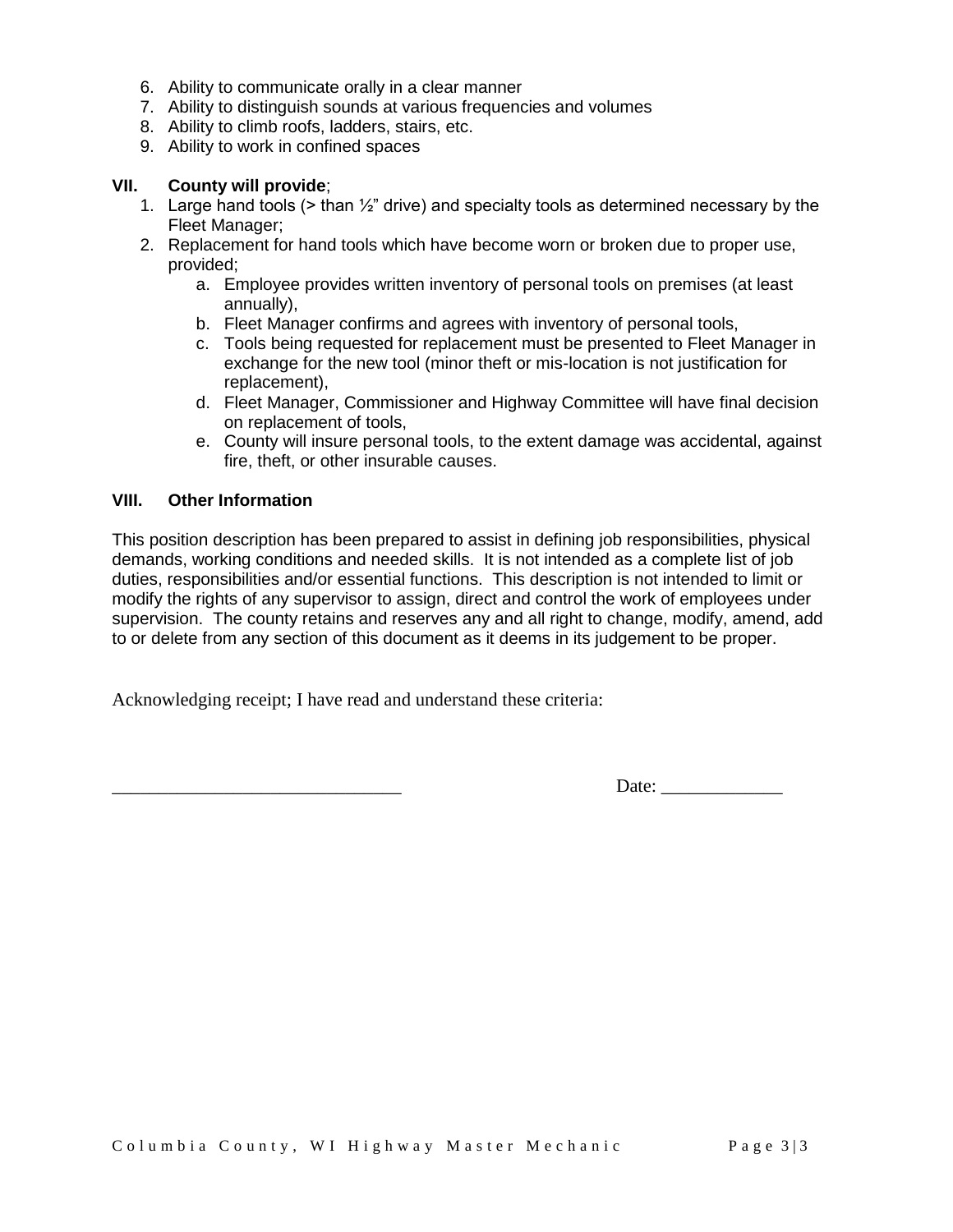6. Ability to communicate orally in a clear manner
7. Ability to distinguish sounds at various frequencies and volumes
8. Ability to climb roofs, ladders, stairs, etc.
9. Ability to work in confined spaces

## VII. County will provide;

1. Large hand tools (> than ½" drive) and specialty tools as determined necessary by the Fleet Manager;
2. Replacement for hand tools which have become worn or broken due to proper use, provided;
   a. Employee provides written inventory of personal tools on premises (at least annually),
   b. Fleet Manager confirms and agrees with inventory of personal tools,
   c. Tools being requested for replacement must be presented to Fleet Manager in exchange for the new tool (minor theft or mis-location is not justification for replacement),
   d. Fleet Manager, Commissioner and Highway Committee will have final decision on replacement of tools,
   e. County will insure personal tools, to the extent damage was accidental, against fire, theft, or other insurable causes.

## VIII. Other Information

This position description has been prepared to assist in defining job responsibilities, physical demands, working conditions and needed skills. It is not intended as a complete list of job duties, responsibilities and/or essential functions. This description is not intended to limit or modify the rights of any supervisor to assign, direct and control the work of employees under supervision. The county retains and reserves any and all right to change, modify, amend, add to or delete from any section of this document as it deems in its judgement to be proper.

Acknowledging receipt; I have read and understand these criteria:

______________________________ Date: _____________